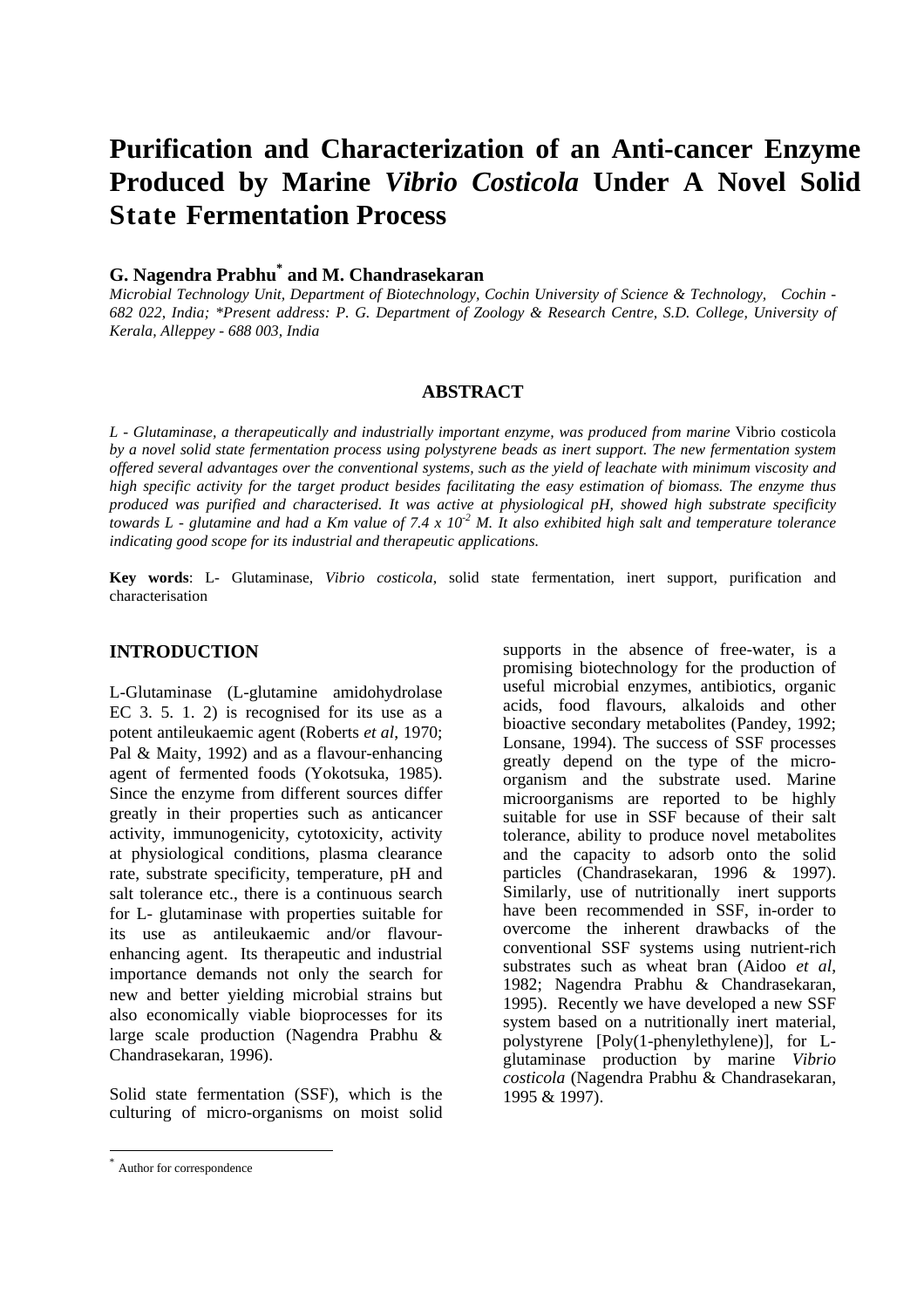# Purification and Characterization of an Anti-cancer Enzyme Produced by Marine *Vibrio Costicola* Under A Novel Solid State Fermentation Process

**G. Nagendra Prabhu[*] and M. Chandrasekaran**

*Microbial Technology Unit, Department of Biotechnology, Cochin University of Science & Technology, Cochin - 682 022, India; \*Present address: P. G. Department of Zoology & Research Centre, S.D. College, University of Kerala, Alleppey - 688 003, India*

## ABSTRACT

*L - Glutaminase, a therapeutically and industrially important enzyme, was produced from marine* Vibrio costicola *by a novel solid state fermentation process using polystyrene beads as inert support. The new fermentation system offered several advantages over the conventional systems, such as the yield of leachate with minimum viscosity and high specific activity for the target product besides facilitating the easy estimation of biomass. The enzyme thus produced was purified and characterised. It was active at physiological pH, showed high substrate specificity towards L - glutamine and had a Km value of 7.4 x $10^{-2}$ M. It also exhibited high salt and temperature tolerance indicating good scope for its industrial and therapeutic applications.*

**Key words**: L- Glutaminase, *Vibrio costicola*, solid state fermentation, inert support, purification and characterisation

## INTRODUCTION

L-Glutaminase (L-glutamine amidohydrolase EC 3. 5. 1. 2) is recognised for its use as a potent antileukaemic agent (Roberts *et al*, 1970; Pal & Maity, 1992) and as a flavour-enhancing agent of fermented foods (Yokotsuka, 1985). Since the enzyme from different sources differ greatly in their properties such as anticancer activity, immunogenicity, cytotoxicity, activity at physiological conditions, plasma clearance rate, substrate specificity, temperature, pH and salt tolerance etc., there is a continuous search for L- glutaminase with properties suitable for its use as antileukaemic and/or flavour-enhancing agent. Its therapeutic and industrial importance demands not only the search for new and better yielding microbial strains but also economically viable bioprocesses for its large scale production (Nagendra Prabhu & Chandrasekaran, 1996).

Solid state fermentation (SSF), which is the culturing of micro-organisms on moist solid supports in the absence of free-water, is a promising biotechnology for the production of useful microbial enzymes, antibiotics, organic acids, food flavours, alkaloids and other bioactive secondary metabolites (Pandey, 1992; Lonsane, 1994). The success of SSF processes greatly depend on the type of the micro-organism and the substrate used. Marine microorganisms are reported to be highly suitable for use in SSF because of their salt tolerance, ability to produce novel metabolites and the capacity to adsorb onto the solid particles (Chandrasekaran, 1996 & 1997). Similarly, use of nutritionally inert supports have been recommended in SSF, in-order to overcome the inherent drawbacks of the conventional SSF systems using nutrient-rich substrates such as wheat bran (Aidoo *et al*, 1982; Nagendra Prabhu & Chandrasekaran, 1995). Recently we have developed a new SSF system based on a nutritionally inert material, polystyrene [Poly(1-phenylethylene)], for L-glutaminase production by marine *Vibrio costicola* (Nagendra Prabhu & Chandrasekaran, 1995 & 1997).

[*] Author for correspondence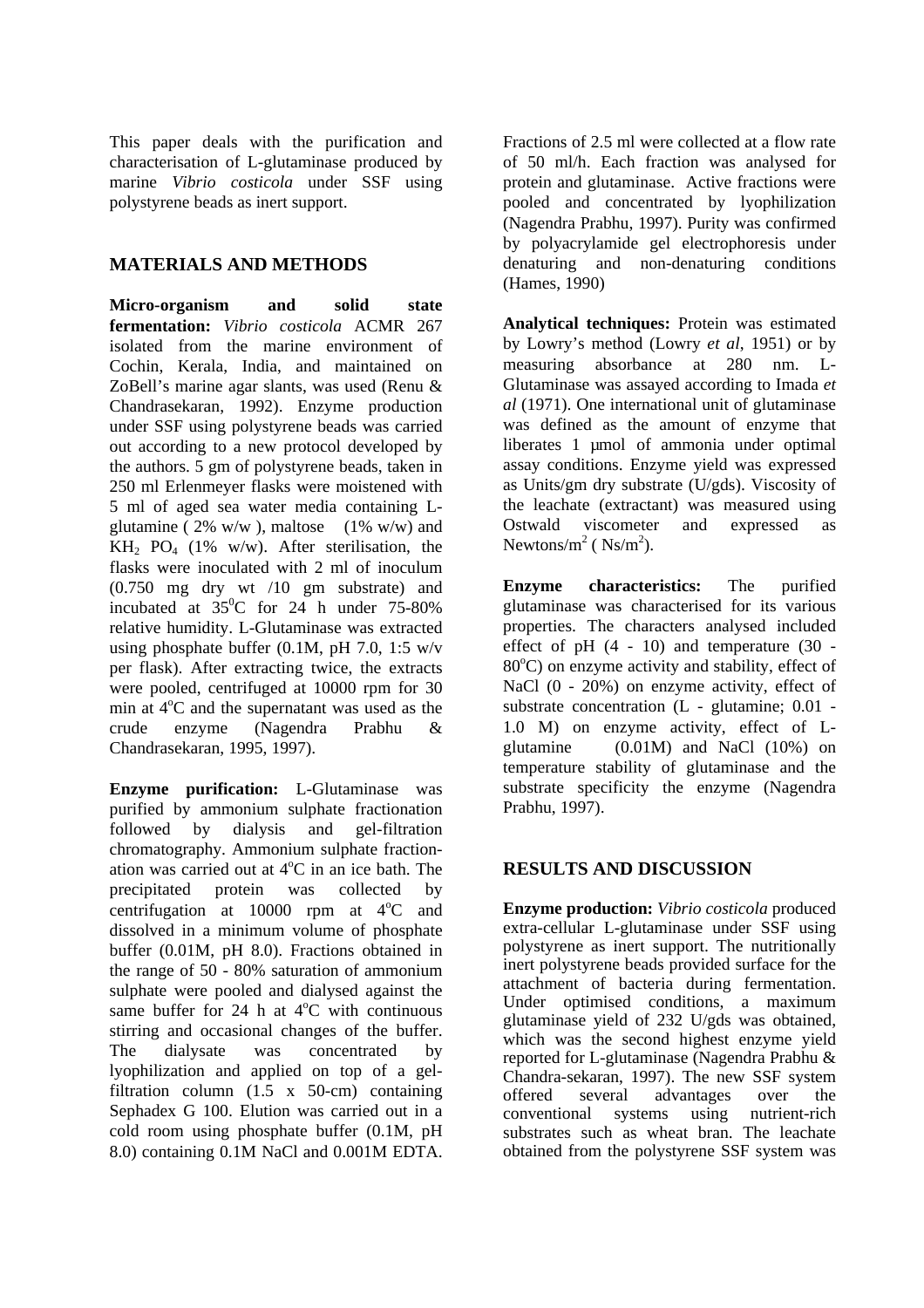This paper deals with the purification and characterisation of L-glutaminase produced by marine *Vibrio costicola* under SSF using polystyrene beads as inert support.

## MATERIALS AND METHODS

**Micro-organism and solid state fermentation:** *Vibrio costicola* ACMR 267 isolated from the marine environment of Cochin, Kerala, India, and maintained on ZoBell's marine agar slants, was used (Renu & Chandrasekaran, 1992). Enzyme production under SSF using polystyrene beads was carried out according to a new protocol developed by the authors. 5 gm of polystyrene beads, taken in 250 ml Erlenmeyer flasks were moistened with 5 ml of aged sea water media containing L-glutamine ( 2% w/w ), maltose (1% w/w) and $KH_2PO_4$ (1% w/w). After sterilisation, the flasks were inoculated with 2 ml of inoculum (0.750 mg dry wt /10 gm substrate) and incubated at $35^0$C for 24 h under 75-80% relative humidity. L-Glutaminase was extracted using phosphate buffer (0.1M, pH 7.0, 1:5 w/v per flask). After extracting twice, the extracts were pooled, centrifuged at 10000 rpm for 30 min at $4^o$C and the supernatant was used as the crude enzyme (Nagendra Prabhu & Chandrasekaran, 1995, 1997).

**Enzyme purification:** L-Glutaminase was purified by ammonium sulphate fractionation followed by dialysis and gel-filtration chromatography. Ammonium sulphate fractionation was carried out at $4^o$C in an ice bath. The precipitated protein was collected by centrifugation at 10000 rpm at $4^o$C and dissolved in a minimum volume of phosphate buffer (0.01M, pH 8.0). Fractions obtained in the range of 50 - 80% saturation of ammonium sulphate were pooled and dialysed against the same buffer for 24 h at $4^o$C with continuous stirring and occasional changes of the buffer. The dialysate was concentrated by lyophilization and applied on top of a gel-filtration column (1.5 x 50-cm) containing Sephadex G 100. Elution was carried out in a cold room using phosphate buffer (0.1M, pH 8.0) containing 0.1M NaCl and 0.001M EDTA. Fractions of 2.5 ml were collected at a flow rate of 50 ml/h. Each fraction was analysed for protein and glutaminase. Active fractions were pooled and concentrated by lyophilization (Nagendra Prabhu, 1997). Purity was confirmed by polyacrylamide gel electrophoresis under denaturing and non-denaturing conditions (Hames, 1990)

**Analytical techniques:** Protein was estimated by Lowry's method (Lowry *et al*, 1951) or by measuring absorbance at 280 nm. L-Glutaminase was assayed according to Imada *et al* (1971). One international unit of glutaminase was defined as the amount of enzyme that liberates 1 μmol of ammonia under optimal assay conditions. Enzyme yield was expressed as Units/gm dry substrate (U/gds). Viscosity of the leachate (extractant) was measured using Ostwald viscometer and expressed as Newtons/$m^2$ ( $Ns/m^2$).

**Enzyme characteristics:** The purified glutaminase was characterised for its various properties. The characters analysed included effect of pH (4 - 10) and temperature (30 - $80^o$C) on enzyme activity and stability, effect of NaCl (0 - 20%) on enzyme activity, effect of substrate concentration (L - glutamine; 0.01 - 1.0 M) on enzyme activity, effect of L-glutamine (0.01M) and NaCl (10%) on temperature stability of glutaminase and the substrate specificity the enzyme (Nagendra Prabhu, 1997).

## RESULTS AND DISCUSSION

**Enzyme production:** *Vibrio costicola* produced extra-cellular L-glutaminase under SSF using polystyrene as inert support. The nutritionally inert polystyrene beads provided surface for the attachment of bacteria during fermentation. Under optimised conditions, a maximum glutaminase yield of 232 U/gds was obtained, which was the second highest enzyme yield reported for L-glutaminase (Nagendra Prabhu & Chandra-sekaran, 1997). The new SSF system offered several advantages over the conventional systems using nutrient-rich substrates such as wheat bran. The leachate obtained from the polystyrene SSF system was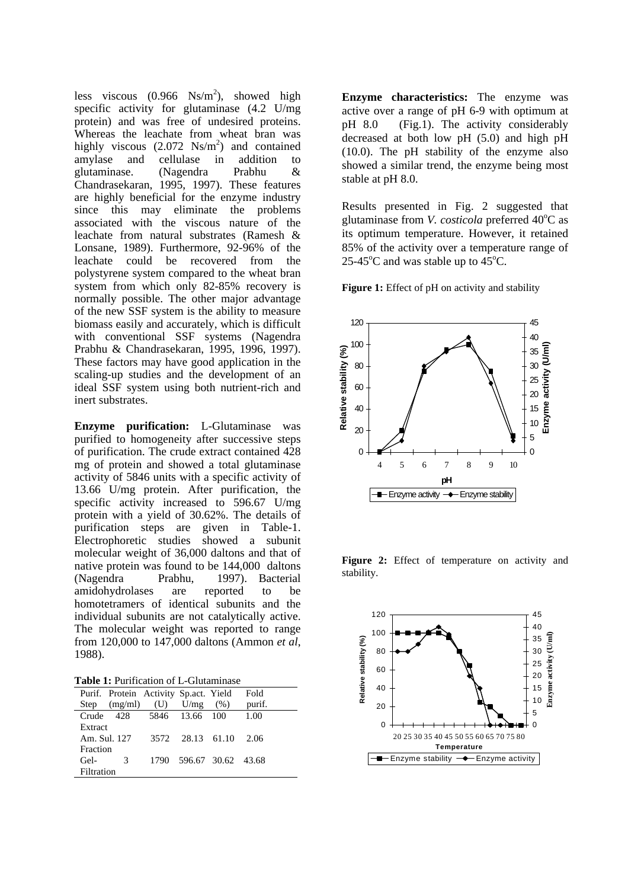less viscous (0.966 $Ns/m^2$), showed high specific activity for glutaminase (4.2 U/mg protein) and was free of undesired proteins. Whereas the leachate from wheat bran was highly viscous (2.072 $Ns/m^2$) and contained amylase and cellulase in addition to glutaminase. (Nagendra Prabhu & Chandrasekaran, 1995, 1997). These features are highly beneficial for the enzyme industry since this may eliminate the problems associated with the viscous nature of the leachate from natural substrates (Ramesh & Lonsane, 1989). Furthermore, 92-96% of the leachate could be recovered from the polystyrene system compared to the wheat bran system from which only 82-85% recovery is normally possible. The other major advantage of the new SSF system is the ability to measure biomass easily and accurately, which is difficult with conventional SSF systems (Nagendra Prabhu & Chandrasekaran, 1995, 1996, 1997). These factors may have good application in the scaling-up studies and the development of an ideal SSF system using both nutrient-rich and inert substrates.

**Enzyme purification:** L-Glutaminase was purified to homogeneity after successive steps of purification. The crude extract contained 428 mg of protein and showed a total glutaminase activity of 5846 units with a specific activity of 13.66 U/mg protein. After purification, the specific activity increased to 596.67 U/mg protein with a yield of 30.62%. The details of purification steps are given in Table-1. Electrophoretic studies showed a subunit molecular weight of 36,000 daltons and that of native protein was found to be 144,000 daltons (Nagendra Prabhu, 1997). Bacterial amidohydrolases are reported to be homotetramers of identical subunits and the individual subunits are not catalytically active. The molecular weight was reported to range from 120,000 to 147,000 daltons (Ammon *et al*, 1988).

**Table 1:** Purification of L-Glutaminase

| Purif. Step | Protein (mg/ml) | Activity (U) | Sp.act. U/mg | Yield (%) | Fold purif. |
|---|---|---|---|---|---|
| Crude Extract | 428 | 5846 | 13.66 | 100 | 1.00 |
| Am. Sul. Fraction | 127 | 3572 | 28.13 | 61.10 | 2.06 |
| Gel-Filtration | 3 | 1790 | 596.67 | 30.62 | 43.68 |

**Enzyme characteristics:** The enzyme was active over a range of pH 6-9 with optimum at pH 8.0 (Fig.1). The activity considerably decreased at both low pH (5.0) and high pH (10.0). The pH stability of the enzyme also showed a similar trend, the enzyme being most stable at pH 8.0.

Results presented in Fig. 2 suggested that glutaminase from *V. costicola* preferred 40°C as its optimum temperature. However, it retained 85% of the activity over a temperature range of 25-45°C and was stable up to 45°C.

**Figure 1:** Effect of pH on activity and stability

**Figure 2:** Effect of temperature on activity and stability.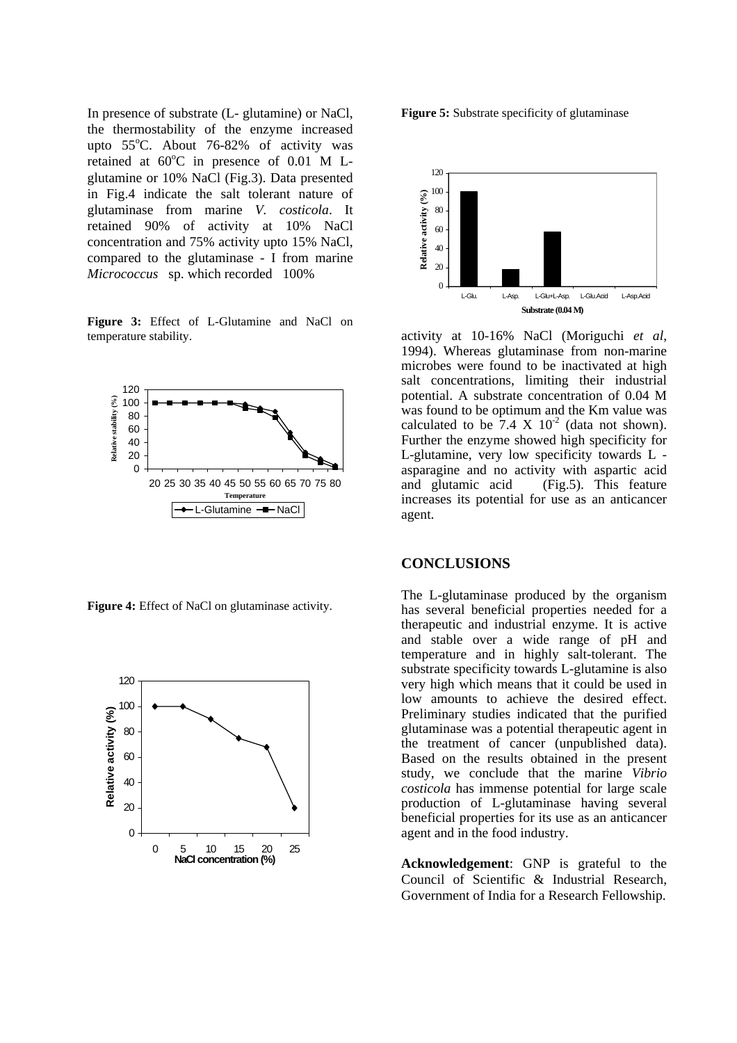In presence of substrate (L- glutamine) or NaCl, the thermostability of the enzyme increased upto 55°C. About 76-82% of activity was retained at 60°C in presence of 0.01 M L-glutamine or 10% NaCl (Fig.3). Data presented in Fig.4 indicate the salt tolerant nature of glutaminase from marine *V. costicola*. It retained 90% of activity at 10% NaCl concentration and 75% activity upto 15% NaCl, compared to the glutaminase - I from marine *Micrococcus* sp. which recorded 100% activity at 10-16% NaCl (Moriguchi *et al*, 1994). Whereas glutaminase from non-marine microbes were found to be inactivated at high salt concentrations, limiting their industrial potential. A substrate concentration of 0.04 M was found to be optimum and the Km value was calculated to be $7.4 \times 10^{-2}$ (data not shown). Further the enzyme showed high specificity for L-glutamine, very low specificity towards L - asparagine and no activity with aspartic acid and glutamic acid (Fig.5). This feature increases its potential for use as an anticancer agent.

**Figure 3:** Effect of L-Glutamine and NaCl on temperature stability.

**Figure 4:** Effect of NaCl on glutaminase activity.

**Figure 5:** Substrate specificity of glutaminase

## CONCLUSIONS

The L-glutaminase produced by the organism has several beneficial properties needed for a therapeutic and industrial enzyme. It is active and stable over a wide range of pH and temperature and in highly salt-tolerant. The substrate specificity towards L-glutamine is also very high which means that it could be used in low amounts to achieve the desired effect. Preliminary studies indicated that the purified glutaminase was a potential therapeutic agent in the treatment of cancer (unpublished data). Based on the results obtained in the present study, we conclude that the marine *Vibrio costicola* has immense potential for large scale production of L-glutaminase having several beneficial properties for its use as an anticancer agent and in the food industry.

**Acknowledgement**: GNP is grateful to the Council of Scientific & Industrial Research, Government of India for a Research Fellowship.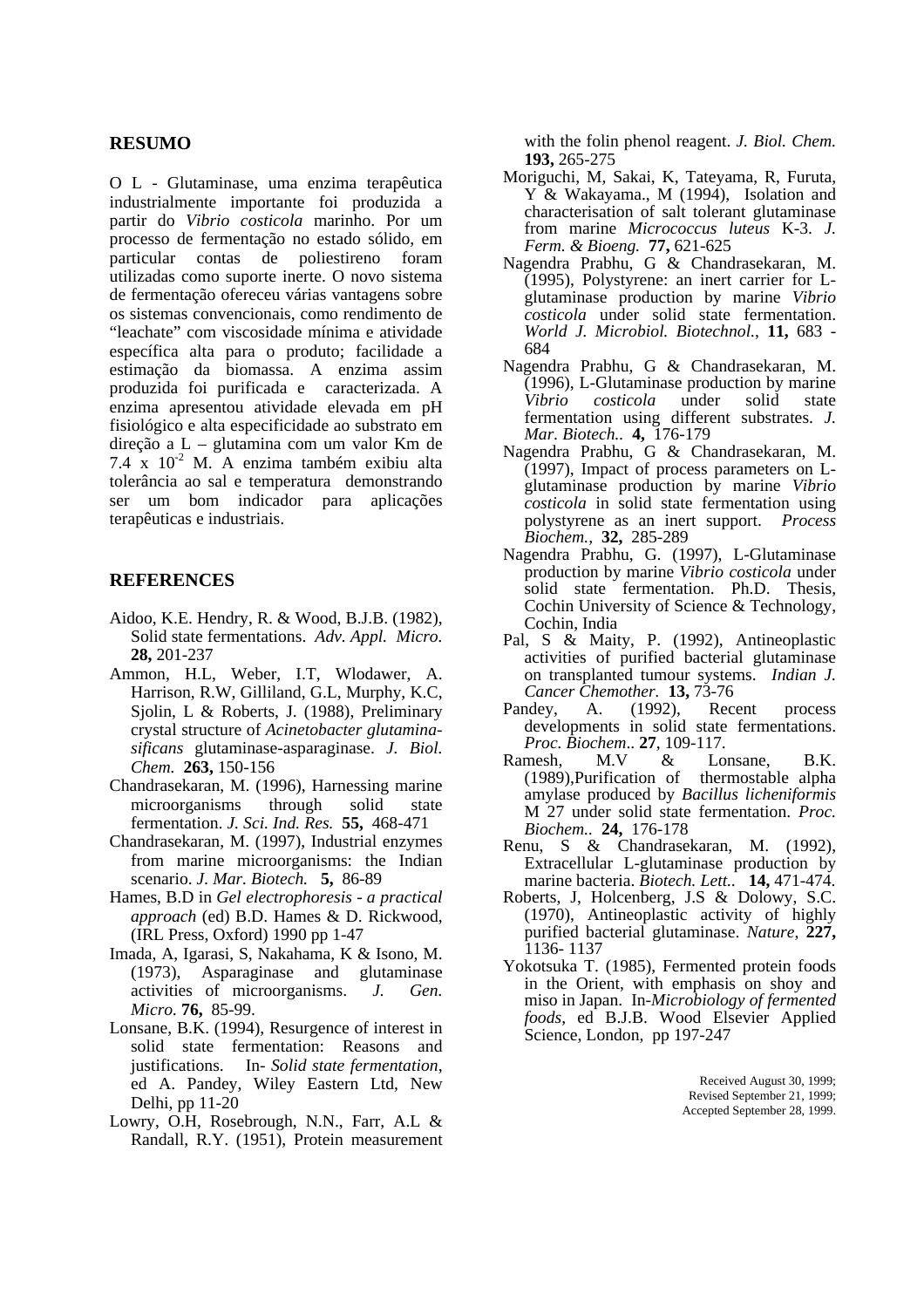## RESUMO

O L - Glutaminase, uma enzima terapêutica industrialmente importante foi produzida a partir do *Vibrio costicola* marinho. Por um processo de fermentação no estado sólido, em particular contas de poliestireno foram utilizadas como suporte inerte. O novo sistema de fermentação ofereceu várias vantagens sobre os sistemas convencionais, como rendimento de "leachate" com viscosidade mínima e atividade específica alta para o produto; facilidade a estimação da biomassa. A enzima assim produzida foi purificada e caracterizada. A enzima apresentou atividade elevada em pH fisiológico e alta especificidade ao substrato em direção a L – glutamina com um valor Km de $7.4 \times 10^{-2}$ M. A enzima também exibiu alta tolerância ao sal e temperatura demonstrando ser um bom indicador para aplicações terapêuticas e industriais.

## REFERENCES

Aidoo, K.E. Hendry, R. & Wood, B.J.B. (1982), Solid state fermentations. *Adv. Appl. Micro.* **28,** 201-237

Ammon, H.L, Weber, I.T, Wlodawer, A. Harrison, R.W, Gilliland, G.L, Murphy, K.C, Sjolin, L & Roberts, J. (1988), Preliminary crystal structure of *Acinetobacter glutaminasificans* glutaminase-asparaginase. *J. Biol. Chem.* **263,** 150-156

Chandrasekaran, M. (1996), Harnessing marine microorganisms through solid state fermentation. *J. Sci. Ind. Res.* **55,** 468-471

Chandrasekaran, M. (1997), Industrial enzymes from marine microorganisms: the Indian scenario. *J. Mar. Biotech.* **5,** 86-89

Hames, B.D in *Gel electrophoresis - a practical approach* (ed) B.D. Hames & D. Rickwood, (IRL Press, Oxford) 1990 pp 1-47

Imada, A, Igarasi, S, Nakahama, K & Isono, M. (1973), Asparaginase and glutaminase activities of microorganisms. *J. Gen. Micro.* **76,** 85-99.

Lonsane, B.K. (1994), Resurgence of interest in solid state fermentation: Reasons and justifications. In- *Solid state fermentation*, ed A. Pandey, Wiley Eastern Ltd, New Delhi, pp 11-20

Lowry, O.H, Rosebrough, N.N., Farr, A.L & Randall, R.Y. (1951), Protein measurement with the folin phenol reagent. *J. Biol. Chem.* **193,** 265-275

Moriguchi, M, Sakai, K, Tateyama, R, Furuta, Y & Wakayama., M (1994), Isolation and characterisation of salt tolerant glutaminase from marine *Micrococcus luteus* K-3. *J. Ferm. & Bioeng.* **77,** 621-625

Nagendra Prabhu, G & Chandrasekaran, M. (1995), Polystyrene: an inert carrier for L-glutaminase production by marine *Vibrio costicola* under solid state fermentation. *World J. Microbiol. Biotechnol.*, **11,** 683 - 684

Nagendra Prabhu, G & Chandrasekaran, M. (1996), L-Glutaminase production by marine *Vibrio costicola* under solid state fermentation using different substrates. *J. Mar. Biotech.*. **4,** 176-179

Nagendra Prabhu, G & Chandrasekaran, M. (1997), Impact of process parameters on L-glutaminase production by marine *Vibrio costicola* in solid state fermentation using polystyrene as an inert support. *Process Biochem.*, **32,** 285-289

Nagendra Prabhu, G. (1997), L-Glutaminase production by marine *Vibrio costicola* under solid state fermentation. Ph.D. Thesis, Cochin University of Science & Technology, Cochin, India

Pal, S & Maity, P. (1992), Antineoplastic activities of purified bacterial glutaminase on transplanted tumour systems. *Indian J. Cancer Chemother.* **13,** 73-76

Pandey, A. (1992), Recent process developments in solid state fermentations. *Proc. Biochem*.. **27**, 109-117.

Ramesh, M.V & Lonsane, B.K. (1989),Purification of thermostable alpha amylase produced by *Bacillus licheniformis* M 27 under solid state fermentation. *Proc. Biochem.*. **24,** 176-178

Renu, S & Chandrasekaran, M. (1992), Extracellular L-glutaminase production by marine bacteria. *Biotech. Lett.*. **14,** 471-474.

Roberts, J, Holcenberg, J.S & Dolowy, S.C. (1970), Antineoplastic activity of highly purified bacterial glutaminase. *Nature*, **227,** 1136- 1137

Yokotsuka T. (1985), Fermented protein foods in the Orient, with emphasis on shoy and miso in Japan. In-*Microbiology of fermented foods*, ed B.J.B. Wood Elsevier Applied Science, London, pp 197-247

Received August 30, 1999;
Revised September 21, 1999;
Accepted September 28, 1999.